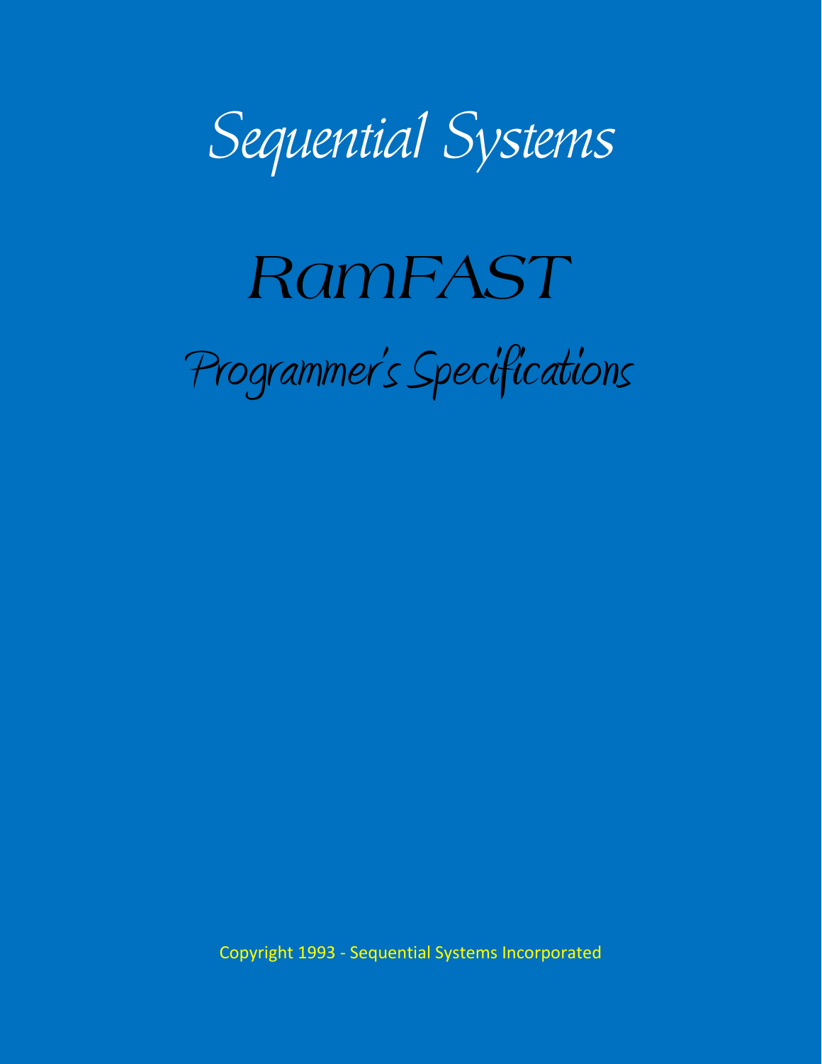# Sequential Systems

# RamFAST

## Programmer's Specifications

Copyright 1993 - Sequential Systems Incorporated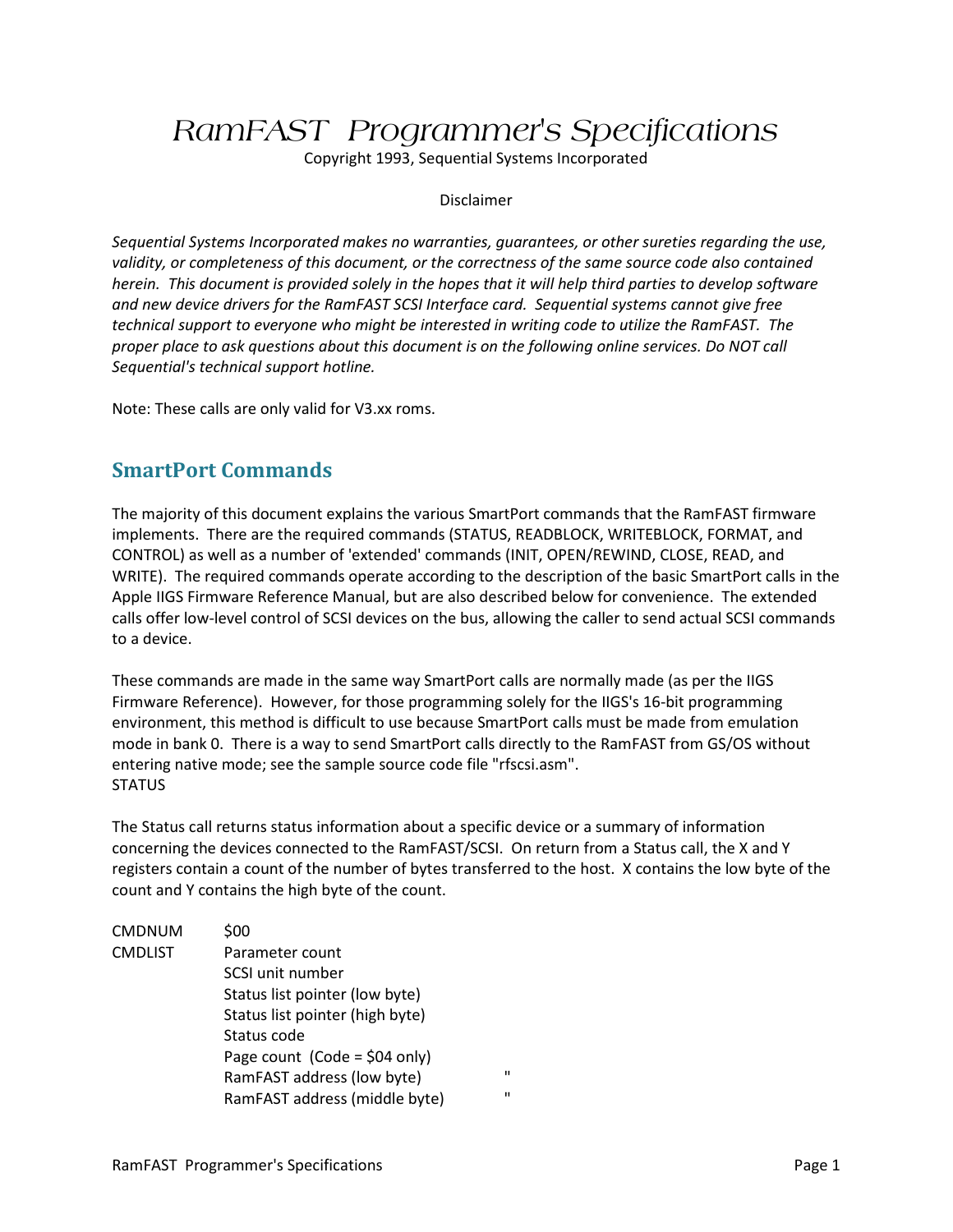# RamFAST Programmer's Specifications

Copyright 1993, Sequential Systems Incorporated

Disclaimer

*Sequential Systems Incorporated makes no warranties, guarantees, or other sureties regarding the use, validity, or completeness of this document, or the correctness of the same source code also contained herein. This document is provided solely in the hopes that it will help third parties to develop software and new device drivers for the RamFAST SCSI Interface card. Sequential systems cannot give free technical support to everyone who might be interested in writing code to utilize the RamFAST. The proper place to ask questions about this document is on the following online services. Do NOT call Sequential's technical support hotline.*

Note: These calls are only valid for V3.xx roms.

## SmartPort Commands

The majority of this document explains the various SmartPort commands that the RamFAST firmware implements. There are the required commands (STATUS, READBLOCK, WRITEBLOCK, FORMAT, and CONTROL) as well as a number of 'extended' commands (INIT, OPEN/REWIND, CLOSE, READ, and WRITE). The required commands operate according to the description of the basic SmartPort calls in the Apple IIGS Firmware Reference Manual, but are also described below for convenience. The extended calls offer low-level control of SCSI devices on the bus, allowing the caller to send actual SCSI commands to a device.

These commands are made in the same way SmartPort calls are normally made (as per the IIGS Firmware Reference). However, for those programming solely for the IIGS's 16-bit programming environment, this method is difficult to use because SmartPort calls must be made from emulation mode in bank 0. There is a way to send SmartPort calls directly to the RamFAST from GS/OS without entering native mode; see the sample source code file "rfscsi.asm".
STATUS

The Status call returns status information about a specific device or a summary of information concerning the devices connected to the RamFAST/SCSI. On return from a Status call, the X and Y registers contain a count of the number of bytes transferred to the host. X contains the low byte of the count and Y contains the high byte of the count.

| | | |
|---|---|---|
| CMDNUM | $00 | |
| CMDLIST | Parameter count | |
| | SCSI unit number | |
| | Status list pointer (low byte) | |
| | Status list pointer (high byte) | |
| | Status code | |
| | Page count (Code = $04 only) | |
| | RamFAST address (low byte) | " |
| | RamFAST address (middle byte) | " |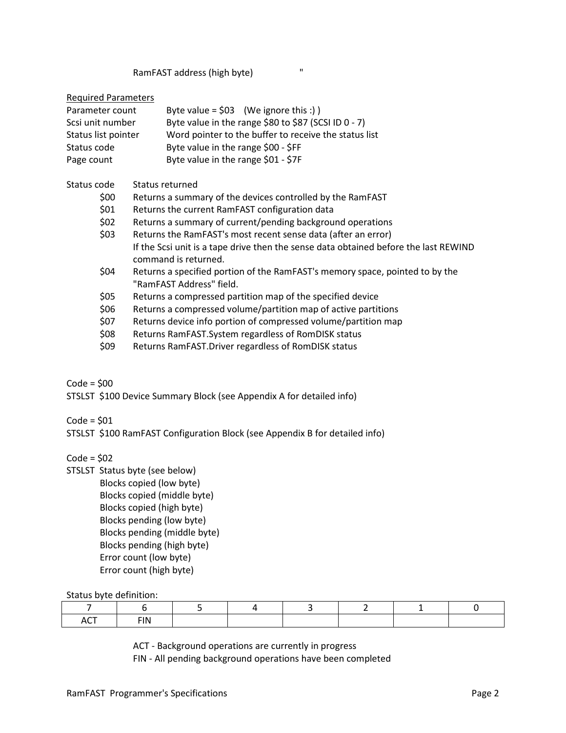RamFAST address (high byte) "

Required Parameters

| | |
|---|---|
| Parameter count | Byte value = $03 (We ignore this :) ) |
| Scsi unit number | Byte value in the range $80 to $87 (SCSI ID 0 - 7) |
| Status list pointer | Word pointer to the buffer to receive the status list |
| Status code | Byte value in the range $00 - $FF |
| Page count | Byte value in the range $01 - $7F |

| Status code | Status returned |
|---|---|
| $00 | Returns a summary of the devices controlled by the RamFAST |
| $01 | Returns the current RamFAST configuration data |
| $02 | Returns a summary of current/pending background operations |
| $03 | Returns the RamFAST's most recent sense data (after an error) If the Scsi unit is a tape drive then the sense data obtained before the last REWIND command is returned. |
| $04 | Returns a specified portion of the RamFAST's memory space, pointed to by the "RamFAST Address" field. |
| $05 | Returns a compressed partition map of the specified device |
| $06 | Returns a compressed volume/partition map of active partitions |
| $07 | Returns device info portion of compressed volume/partition map |
| $08 | Returns RamFAST.System regardless of RomDISK status |
| $09 | Returns RamFAST.Driver regardless of RomDISK status |

Code = $00

STSLST $100 Device Summary Block (see Appendix A for detailed info)

Code = $01

STSLST $100 RamFAST Configuration Block (see Appendix B for detailed info)

Code = $02

STSLST Status byte (see below)
- Blocks copied (low byte)
- Blocks copied (middle byte)
- Blocks copied (high byte)
- Blocks pending (low byte)
- Blocks pending (middle byte)
- Blocks pending (high byte)
- Error count (low byte)
- Error count (high byte)

Status byte definition:

| 7 | 6 | 5 | 4 | 3 | 2 | 1 | 0 |
|---|---|---|---|---|---|---|---|
| ACT | FIN | | | | | | |

ACT - Background operations are currently in progress
FIN - All pending background operations have been completed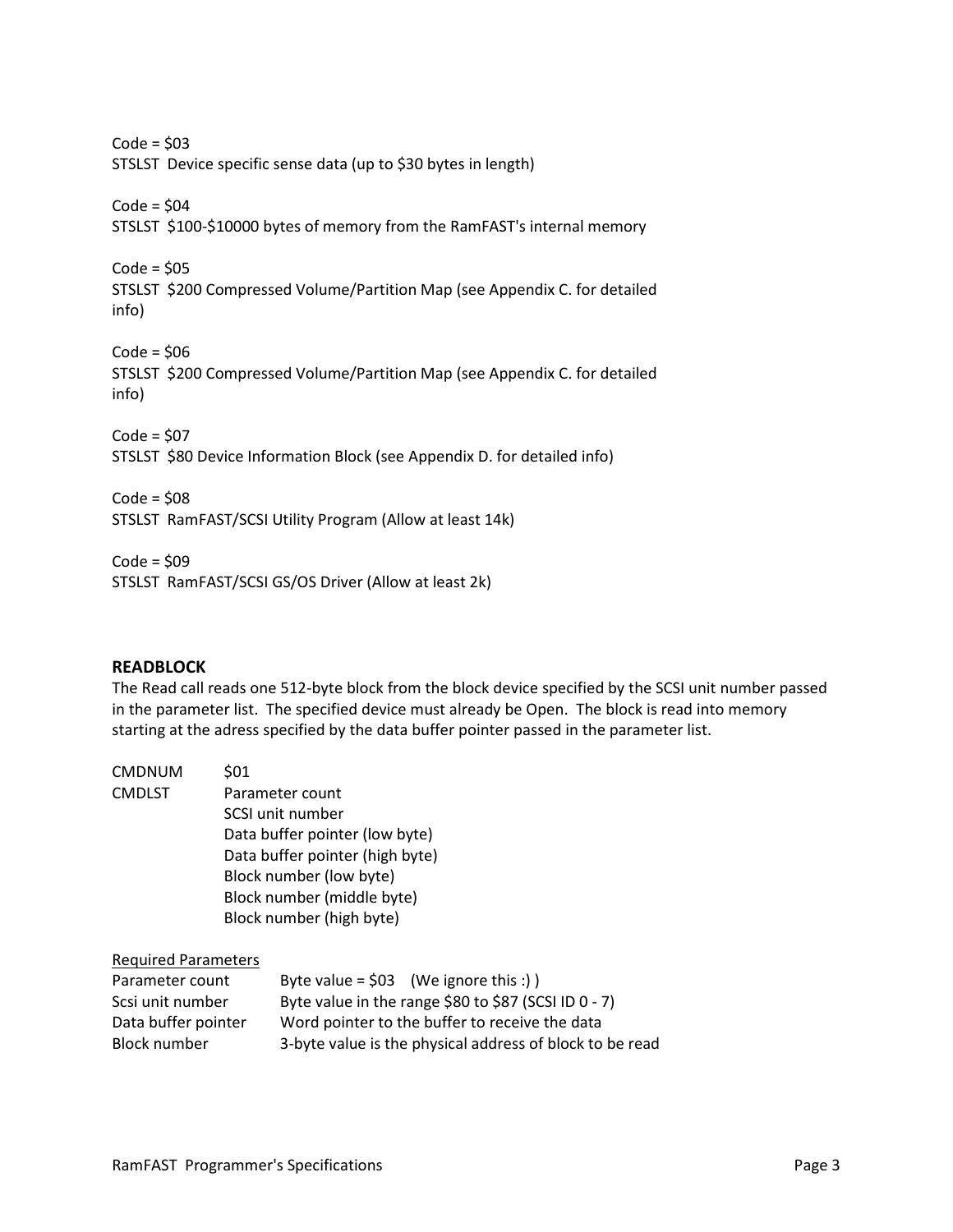Code = $03
STSLST  Device specific sense data (up to $30 bytes in length)

Code = $04
STSLST  $100-$10000 bytes of memory from the RamFAST's internal memory

Code = $05
STSLST  $200 Compressed Volume/Partition Map (see Appendix C. for detailed info)

Code = $06
STSLST  $200 Compressed Volume/Partition Map (see Appendix C. for detailed info)

Code = $07
STSLST  $80 Device Information Block (see Appendix D. for detailed info)

Code = $08
STSLST  RamFAST/SCSI Utility Program (Allow at least 14k)

Code = $09
STSLST  RamFAST/SCSI GS/OS Driver (Allow at least 2k)

### READBLOCK

The Read call reads one 512-byte block from the block device specified by the SCSI unit number passed in the parameter list. The specified device must already be Open. The block is read into memory starting at the adress specified by the data buffer pointer passed in the parameter list.

| | |
|---|---|
| CMDNUM | $01 |
| CMDLST | Parameter count |
| | SCSI unit number |
| | Data buffer pointer (low byte) |
| | Data buffer pointer (high byte) |
| | Block number (low byte) |
| | Block number (middle byte) |
| | Block number (high byte) |

<u>Required Parameters</u>

| | |
|---|---|
| Parameter count | Byte value = $03    (We ignore this :) ) |
| Scsi unit number | Byte value in the range $80 to $87 (SCSI ID 0 - 7) |
| Data buffer pointer | Word pointer to the buffer to receive the data |
| Block number | 3-byte value is the physical address of block to be read |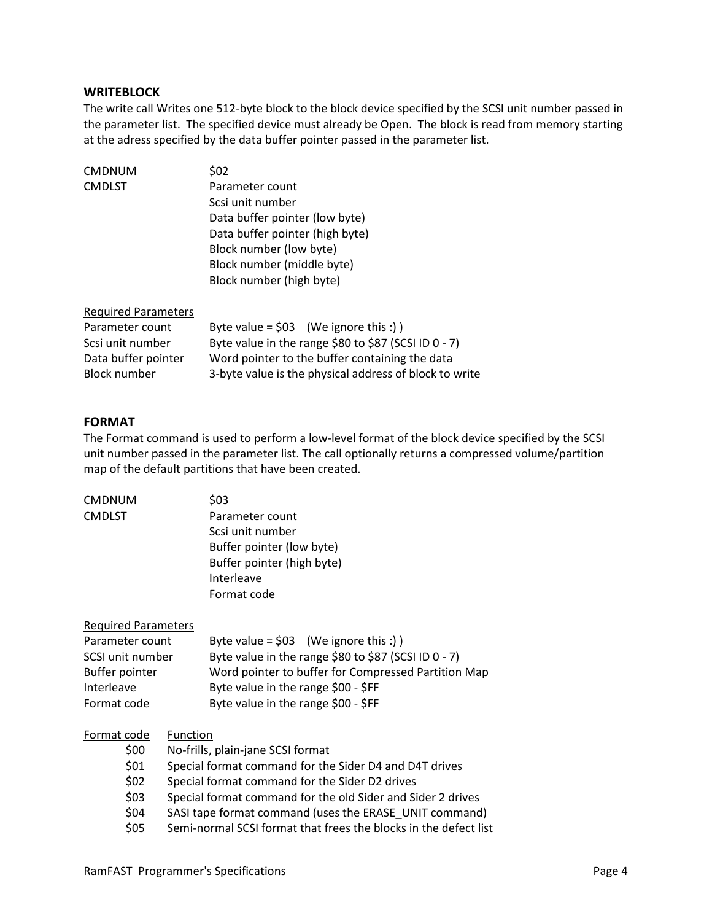### WRITEBLOCK

The write call Writes one 512-byte block to the block device specified by the SCSI unit number passed in the parameter list. The specified device must already be Open. The block is read from memory starting at the adress specified by the data buffer pointer passed in the parameter list.

| | |
|---|---|
| CMDNUM | $02 |
| CMDLST | Parameter count |
| | Scsi unit number |
| | Data buffer pointer (low byte) |
| | Data buffer pointer (high byte) |
| | Block number (low byte) |
| | Block number (middle byte) |
| | Block number (high byte) |

| Required Parameters | |
|---|---|
| Parameter count | Byte value = $03 (We ignore this :) ) |
| Scsi unit number | Byte value in the range $80 to $87 (SCSI ID 0 - 7) |
| Data buffer pointer | Word pointer to the buffer containing the data |
| Block number | 3-byte value is the physical address of block to write |

### FORMAT

The Format command is used to perform a low-level format of the block device specified by the SCSI unit number passed in the parameter list. The call optionally returns a compressed volume/partition map of the default partitions that have been created.

| | |
|---|---|
| CMDNUM | $03 |
| CMDLST | Parameter count |
| | Scsi unit number |
| | Buffer pointer (low byte) |
| | Buffer pointer (high byte) |
| | Interleave |
| | Format code |

| Required Parameters | |
|---|---|
| Parameter count | Byte value = $03 (We ignore this :) ) |
| SCSI unit number | Byte value in the range $80 to $87 (SCSI ID 0 - 7) |
| Buffer pointer | Word pointer to buffer for Compressed Partition Map |
| Interleave | Byte value in the range $00 - $FF |
| Format code | Byte value in the range $00 - $FF |

| Format code | Function |
|---|---|
| $00 | No-frills, plain-jane SCSI format |
| $01 | Special format command for the Sider D4 and D4T drives |
| $02 | Special format command for the Sider D2 drives |
| $03 | Special format command for the old Sider and Sider 2 drives |
| $04 | SASI tape format command (uses the ERASE_UNIT command) |
| $05 | Semi-normal SCSI format that frees the blocks in the defect list |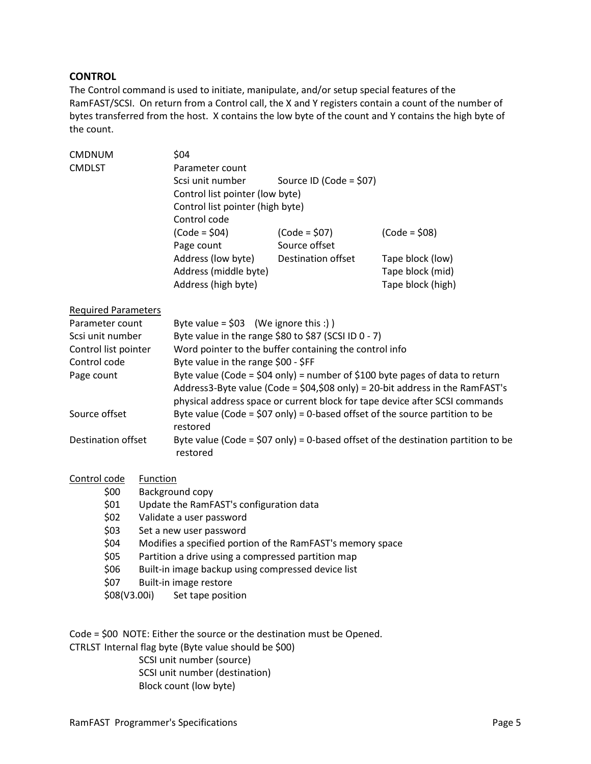### CONTROL

The Control command is used to initiate, manipulate, and/or setup special features of the RamFAST/SCSI. On return from a Control call, the X and Y registers contain a count of the number of bytes transferred from the host. X contains the low byte of the count and Y contains the high byte of the count.

| | | | |
|---|---|---|---|
| CMDNUM | $04 | | |
| CMDLST | Parameter count | | |
| | Scsi unit number | Source ID (Code = $07) | |
| | Control list pointer (low byte) | | |
| | Control list pointer (high byte) | | |
| | Control code | | |
| | (Code = $04) | (Code = $07) | (Code = $08) |
| | Page count | Source offset | |
| | Address (low byte) | Destination offset | Tape block (low) |
| | Address (middle byte) | | Tape block (mid) |
| | Address (high byte) | | Tape block (high) |

Required Parameters

| | |
|---|---|
| Parameter count | Byte value = $03 (We ignore this :) ) |
| Scsi unit number | Byte value in the range $80 to $87 (SCSI ID 0 - 7) |
| Control list pointer | Word pointer to the buffer containing the control info |
| Control code | Byte value in the range $00 - $FF |
| Page count | Byte value (Code = $04 only) = number of $100 byte pages of data to return<br>Address3-Byte value (Code = $04,$08 only) = 20-bit address in the RamFAST's physical address space or current block for tape device after SCSI commands |
| Source offset | Byte value (Code = $07 only) = 0-based offset of the source partition to be restored |
| Destination offset | Byte value (Code = $07 only) = 0-based offset of the destination partition to be restored |

| Control code | Function |
|---|---|
| $00 | Background copy |
| $01 | Update the RamFAST's configuration data |
| $02 | Validate a user password |
| $03 | Set a new user password |
| $04 | Modifies a specified portion of the RamFAST's memory space |
| $05 | Partition a drive using a compressed partition map |
| $06 | Built-in image backup using compressed device list |
| $07 | Built-in image restore |
| $08(V3.00i) | Set tape position |

Code = $00 NOTE: Either the source or the destination must be Opened.

CTRLST Internal flag byte (Byte value should be $00)
SCSI unit number (source)
SCSI unit number (destination)
Block count (low byte)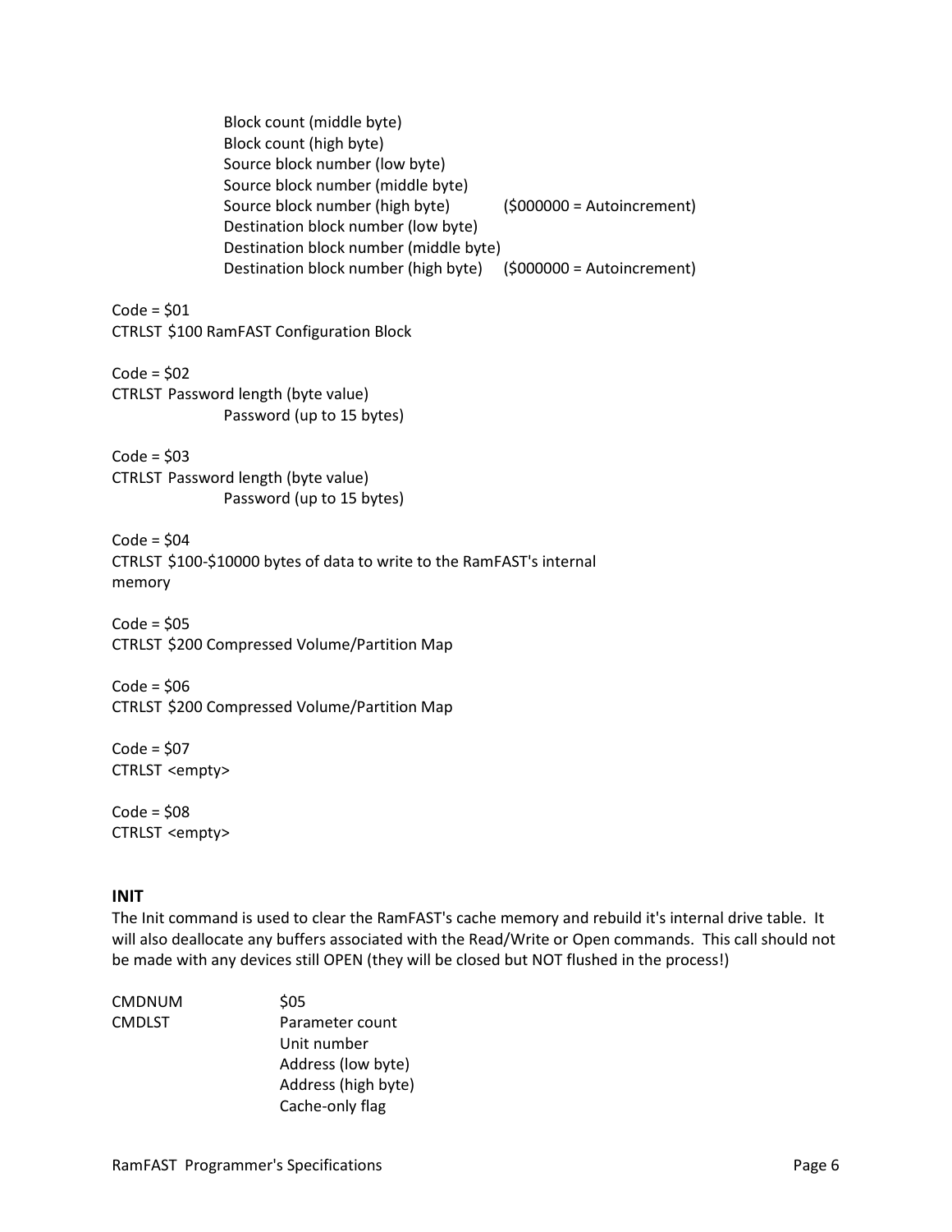Block count (middle byte)
Block count (high byte)
Source block number (low byte)
Source block number (middle byte)
Source block number (high byte) ($000000 = Autoincrement)
Destination block number (low byte)
Destination block number (middle byte)
Destination block number (high byte) ($000000 = Autoincrement)

Code = $01
CTRLST $100 RamFAST Configuration Block

Code = $02
CTRLST Password length (byte value)
Password (up to 15 bytes)

Code = $03
CTRLST Password length (byte value)
Password (up to 15 bytes)

Code = $04
CTRLST $100-$10000 bytes of data to write to the RamFAST's internal memory

Code = $05
CTRLST $200 Compressed Volume/Partition Map

Code = $06
CTRLST $200 Compressed Volume/Partition Map

Code = $07
CTRLST <empty>

Code = $08
CTRLST <empty>

**INIT**

The Init command is used to clear the RamFAST's cache memory and rebuild it's internal drive table. It will also deallocate any buffers associated with the Read/Write or Open commands. This call should not be made with any devices still OPEN (they will be closed but NOT flushed in the process!)

| | |
|---|---|
| CMDNUM | $05 |
| CMDLST | Parameter count |
| | Unit number |
| | Address (low byte) |
| | Address (high byte) |
| | Cache-only flag |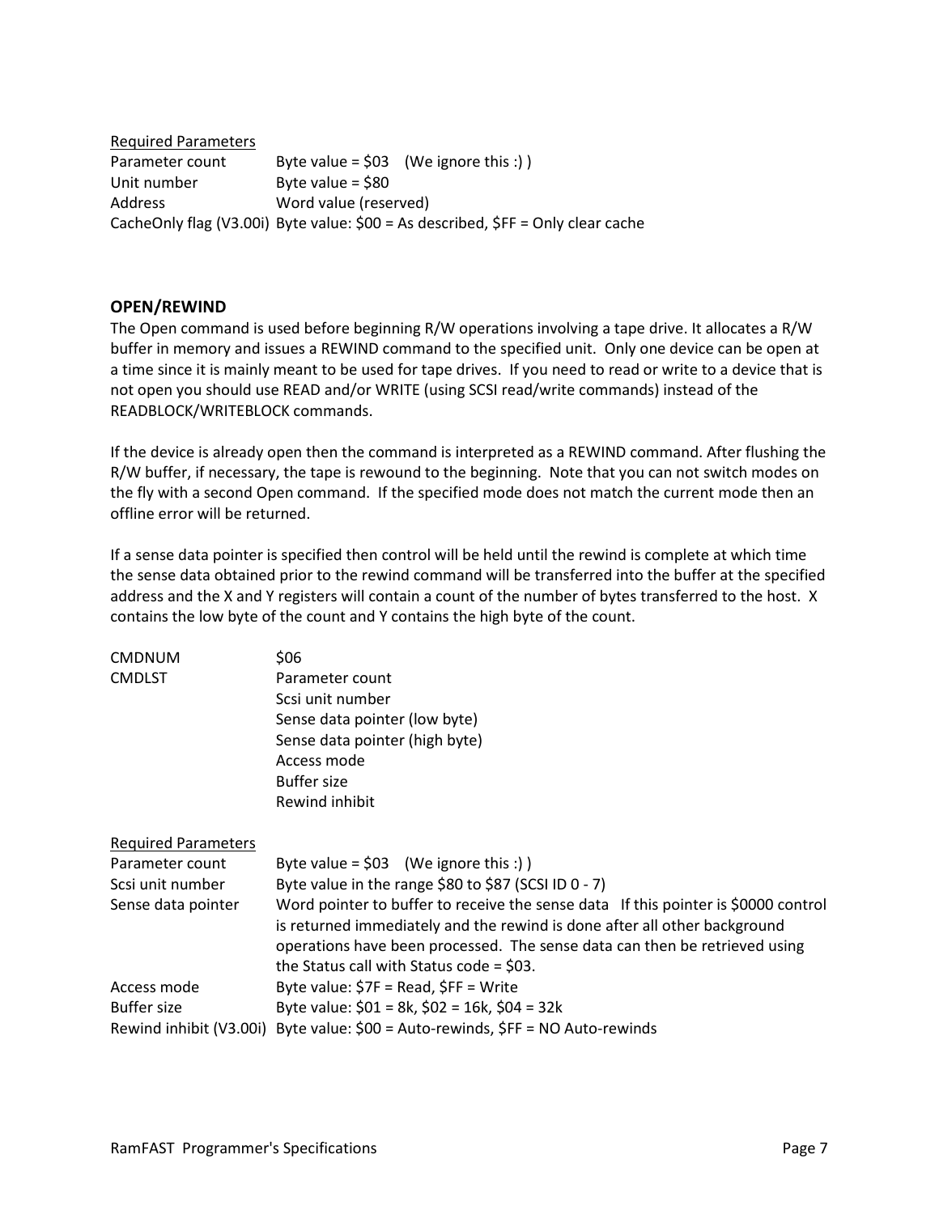<u>Required Parameters</u>

| | |
|---|---|
| Parameter count | Byte value = $03 (We ignore this :) ) |
| Unit number | Byte value = $80 |
| Address | Word value (reserved) |
| CacheOnly flag (V3.00i) | Byte value: $00 = As described, $FF = Only clear cache |

### OPEN/REWIND

The Open command is used before beginning R/W operations involving a tape drive. It allocates a R/W buffer in memory and issues a REWIND command to the specified unit. Only one device can be open at a time since it is mainly meant to be used for tape drives. If you need to read or write to a device that is not open you should use READ and/or WRITE (using SCSI read/write commands) instead of the READBLOCK/WRITEBLOCK commands.

If the device is already open then the command is interpreted as a REWIND command. After flushing the R/W buffer, if necessary, the tape is rewound to the beginning. Note that you can not switch modes on the fly with a second Open command. If the specified mode does not match the current mode then an offline error will be returned.

If a sense data pointer is specified then control will be held until the rewind is complete at which time the sense data obtained prior to the rewind command will be transferred into the buffer at the specified address and the X and Y registers will contain a count of the number of bytes transferred to the host. X contains the low byte of the count and Y contains the high byte of the count.

| | |
|---|---|
| CMDNUM | $06 |
| CMDLST | Parameter count |
| | Scsi unit number |
| | Sense data pointer (low byte) |
| | Sense data pointer (high byte) |
| | Access mode |
| | Buffer size |
| | Rewind inhibit |

<u>Required Parameters</u>

| | |
|---|---|
| Parameter count | Byte value = $03 (We ignore this :) ) |
| Scsi unit number | Byte value in the range $80 to $87 (SCSI ID 0 - 7) |
| Sense data pointer | Word pointer to buffer to receive the sense data If this pointer is $0000 control is returned immediately and the rewind is done after all other background operations have been processed. The sense data can then be retrieved using the Status call with Status code = $03. |
| Access mode | Byte value: $7F = Read, $FF = Write |
| Buffer size | Byte value: $01 = 8k, $02 = 16k, $04 = 32k |
| Rewind inhibit (V3.00i) | Byte value: $00 = Auto-rewinds, $FF = NO Auto-rewinds |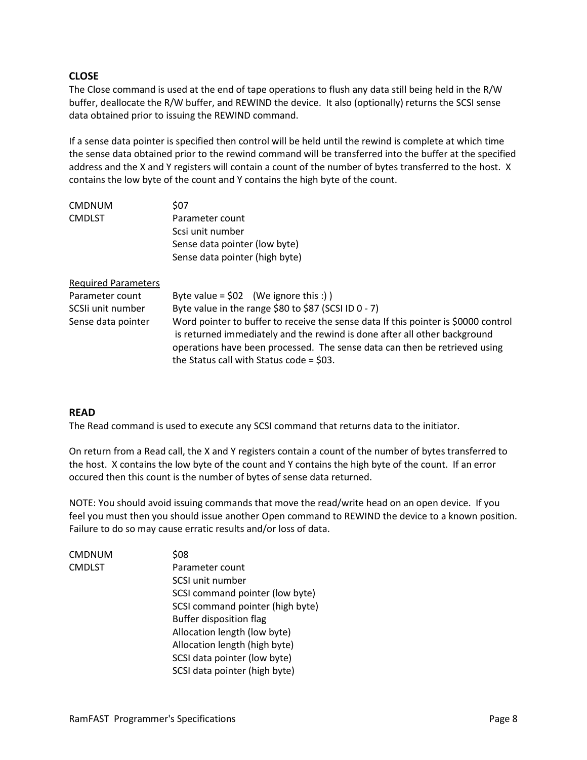### CLOSE

The Close command is used at the end of tape operations to flush any data still being held in the R/W buffer, deallocate the R/W buffer, and REWIND the device. It also (optionally) returns the SCSI sense data obtained prior to issuing the REWIND command.

If a sense data pointer is specified then control will be held until the rewind is complete at which time the sense data obtained prior to the rewind command will be transferred into the buffer at the specified address and the X and Y registers will contain a count of the number of bytes transferred to the host. X contains the low byte of the count and Y contains the high byte of the count.

| | |
|---|---|
| CMDNUM | $07 |
| CMDLST | Parameter count |
| | Scsi unit number |
| | Sense data pointer (low byte) |
| | Sense data pointer (high byte) |

<u>Required Parameters</u>

| | |
|---|---|
| Parameter count | Byte value = $02 (We ignore this :) ) |
| SCSIi unit number | Byte value in the range $80 to $87 (SCSI ID 0 - 7) |
| Sense data pointer | Word pointer to buffer to receive the sense data If this pointer is $0000 control is returned immediately and the rewind is done after all other background operations have been processed. The sense data can then be retrieved using the Status call with Status code = $03. |

### READ

The Read command is used to execute any SCSI command that returns data to the initiator.

On return from a Read call, the X and Y registers contain a count of the number of bytes transferred to the host. X contains the low byte of the count and Y contains the high byte of the count. If an error occured then this count is the number of bytes of sense data returned.

NOTE: You should avoid issuing commands that move the read/write head on an open device. If you feel you must then you should issue another Open command to REWIND the device to a known position. Failure to do so may cause erratic results and/or loss of data.

| | |
|---|---|
| CMDNUM | $08 |
| CMDLST | Parameter count |
| | SCSI unit number |
| | SCSI command pointer (low byte) |
| | SCSI command pointer (high byte) |
| | Buffer disposition flag |
| | Allocation length (low byte) |
| | Allocation length (high byte) |
| | SCSI data pointer (low byte) |
| | SCSI data pointer (high byte) |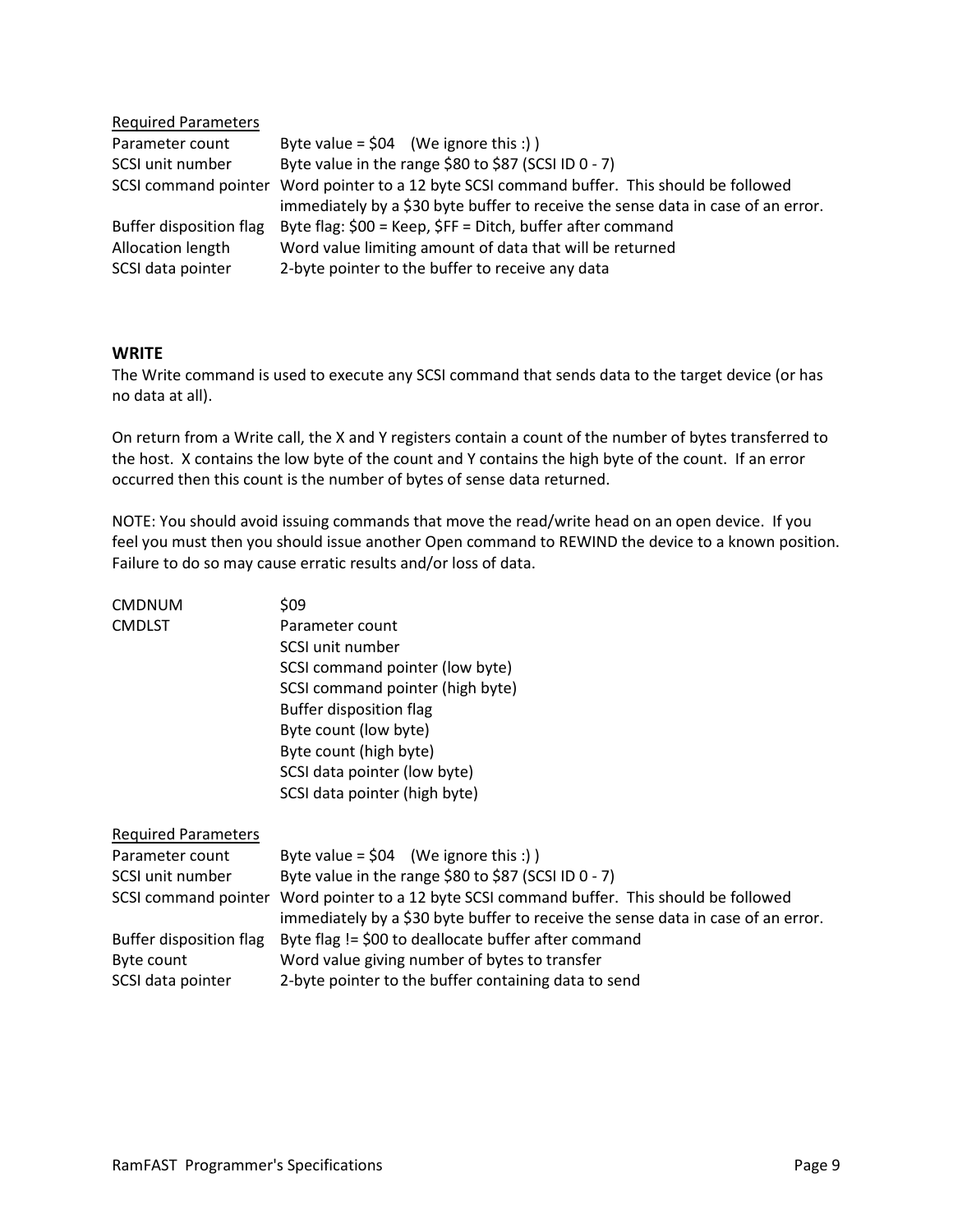Required Parameters

| | |
|---|---|
| Parameter count | Byte value = $04 (We ignore this :) ) |
| SCSI unit number | Byte value in the range $80 to $87 (SCSI ID 0 - 7) |
| SCSI command pointer | Word pointer to a 12 byte SCSI command buffer. This should be followed immediately by a $30 byte buffer to receive the sense data in case of an error. |
| Buffer disposition flag | Byte flag: $00 = Keep, $FF = Ditch, buffer after command |
| Allocation length | Word value limiting amount of data that will be returned |
| SCSI data pointer | 2-byte pointer to the buffer to receive any data |

### WRITE

The Write command is used to execute any SCSI command that sends data to the target device (or has no data at all).

On return from a Write call, the X and Y registers contain a count of the number of bytes transferred to the host. X contains the low byte of the count and Y contains the high byte of the count. If an error occurred then this count is the number of bytes of sense data returned.

NOTE: You should avoid issuing commands that move the read/write head on an open device. If you feel you must then you should issue another Open command to REWIND the device to a known position. Failure to do so may cause erratic results and/or loss of data.

| | |
|---|---|
| CMDNUM | $09 |
| CMDLST | Parameter count |
| | SCSI unit number |
| | SCSI command pointer (low byte) |
| | SCSI command pointer (high byte) |
| | Buffer disposition flag |
| | Byte count (low byte) |
| | Byte count (high byte) |
| | SCSI data pointer (low byte) |
| | SCSI data pointer (high byte) |

Required Parameters

| | |
|---|---|
| Parameter count | Byte value = $04 (We ignore this :) ) |
| SCSI unit number | Byte value in the range $80 to $87 (SCSI ID 0 - 7) |
| SCSI command pointer | Word pointer to a 12 byte SCSI command buffer. This should be followed immediately by a $30 byte buffer to receive the sense data in case of an error. |
| Buffer disposition flag | Byte flag != $00 to deallocate buffer after command |
| Byte count | Word value giving number of bytes to transfer |
| SCSI data pointer | 2-byte pointer to the buffer containing data to send |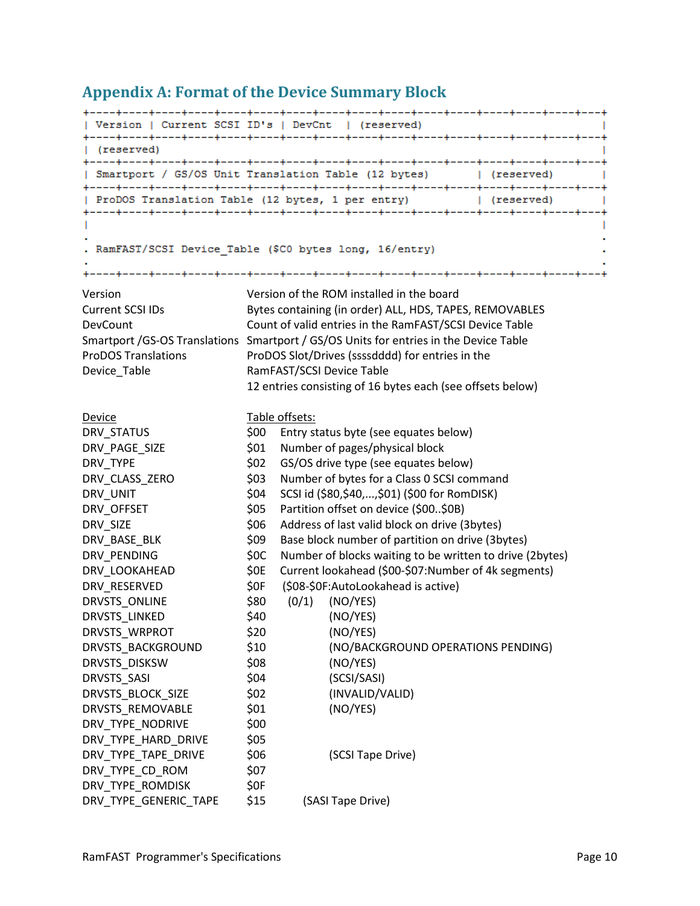## Appendix A: Format of the Device Summary Block

```
+----+----+----+----+----+----+----+----+----+----+----+----+----+----+----+----+
| Version | Current SCSI ID's | DevCnt  | (reserved)                            |
+----+----+----+----+----+----+----+----+----+----+----+----+----+----+----+----+
| (reserved)                                                                    |
+----+----+----+----+----+----+----+----+----+----+----+----+----+----+----+----+
| Smartport / GS/OS Unit Translation Table (12 bytes)       | (reserved)        |
+----+----+----+----+----+----+----+----+----+----+----+----+----+----+----+----+
| ProDOS Translation Table (12 bytes, 1 per entry)          | (reserved)        |
+----+----+----+----+----+----+----+----+----+----+----+----+----+----+----+----+
|                                                                               |
.                                                                               .
. RamFAST/SCSI Device_Table ($C0 bytes long, 16/entry)                          .
.                                                                               .
+----+----+----+----+----+----+----+----+----+----+----+----+----+----+----+----+
```

| | |
|---|---|
| Version | Version of the ROM installed in the board |
| Current SCSI IDs | Bytes containing (in order) ALL, HDS, TAPES, REMOVABLES |
| DevCount | Count of valid entries in the RamFAST/SCSI Device Table |
| Smartport /GS-OS Translations | Smartport / GS/OS Units for entries in the Device Table |
| ProDOS Translations | ProDOS Slot/Drives (ssssdddd) for entries in the RamFAST/SCSI Device Table |
| Device_Table | 12 entries consisting of 16 bytes each (see offsets below) |

| Device | Table offsets: | | |
|---|---|---|---|
| DRV_STATUS | $00 | Entry status byte (see equates below) | |
| DRV_PAGE_SIZE | $01 | Number of pages/physical block | |
| DRV_TYPE | $02 | GS/OS drive type (see equates below) | |
| DRV_CLASS_ZERO | $03 | Number of bytes for a Class 0 SCSI command | |
| DRV_UNIT | $04 | SCSI id ($80,$40,...,$01) ($00 for RomDISK) | |
| DRV_OFFSET | $05 | Partition offset on device ($00..$0B) | |
| DRV_SIZE | $06 | Address of last valid block on drive (3bytes) | |
| DRV_BASE_BLK | $09 | Base block number of partition on drive (3bytes) | |
| DRV_PENDING | $0C | Number of blocks waiting to be written to drive (2bytes) | |
| DRV_LOOKAHEAD | $0E | Current lookahead ($00-$07:Number of 4k segments) | |
| DRV_RESERVED | $0F | ($08-$0F:AutoLookahead is active) | |
| DRVSTS_ONLINE | $80 | (0/1) | (NO/YES) |
| DRVSTS_LINKED | $40 | | (NO/YES) |
| DRVSTS_WRPROT | $20 | | (NO/YES) |
| DRVSTS_BACKGROUND | $10 | | (NO/BACKGROUND OPERATIONS PENDING) |
| DRVSTS_DISKSW | $08 | | (NO/YES) |
| DRVSTS_SASI | $04 | | (SCSI/SASI) |
| DRVSTS_BLOCK_SIZE | $02 | | (INVALID/VALID) |
| DRVSTS_REMOVABLE | $01 | | (NO/YES) |
| DRV_TYPE_NODRIVE | $00 | | |
| DRV_TYPE_HARD_DRIVE | $05 | | |
| DRV_TYPE_TAPE_DRIVE | $06 | | (SCSI Tape Drive) |
| DRV_TYPE_CD_ROM | $07 | | |
| DRV_TYPE_ROMDISK | $0F | | |
| DRV_TYPE_GENERIC_TAPE | $15 | (SASI Tape Drive) | |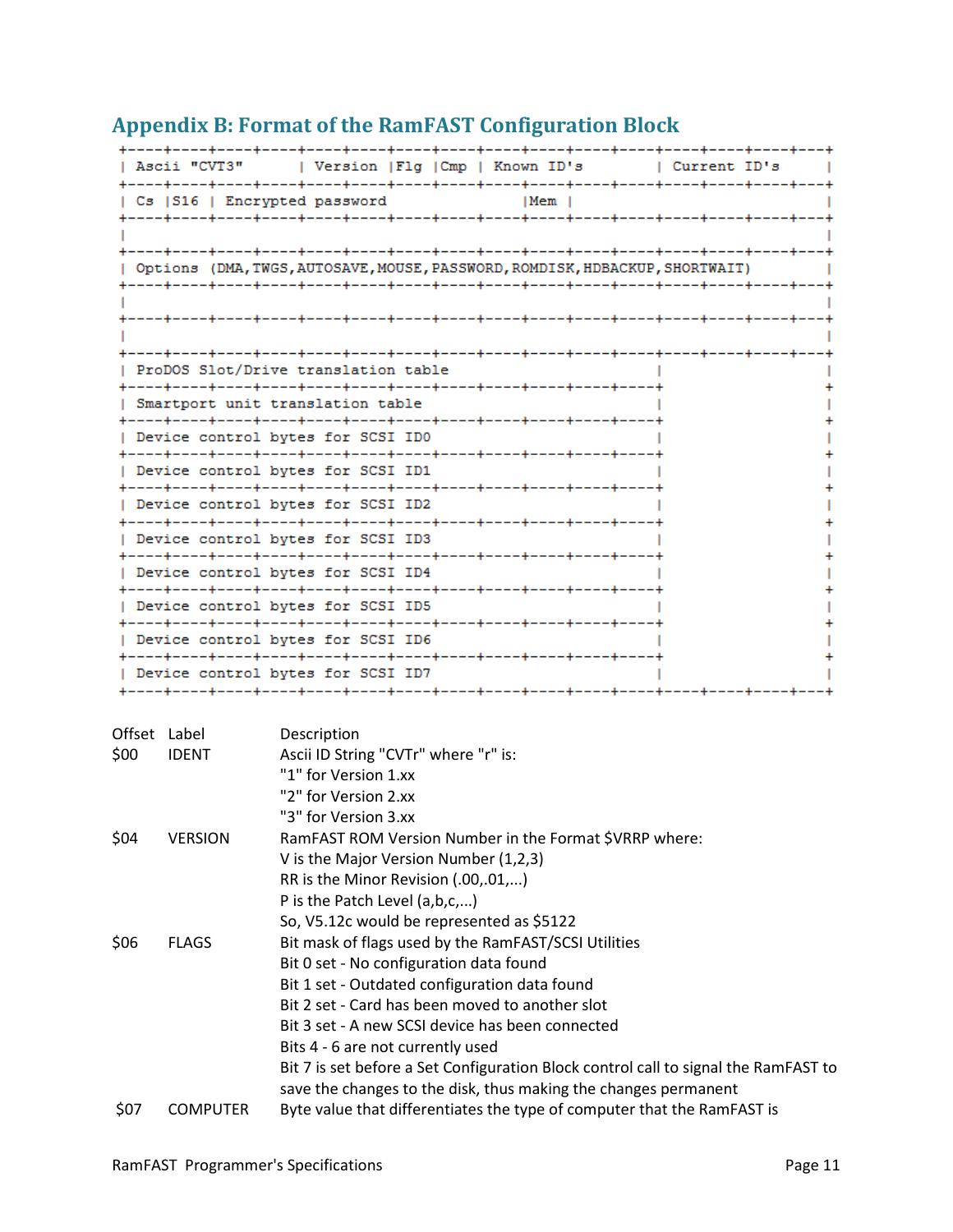## Appendix B: Format of the RamFAST Configuration Block

```
+----+----+----+----+----+----+----+----+----+----+----+----+----+----+----+---+
| Ascii "CVT3"      | Version |Flg |Cmp | Known ID's        | Current ID's      |
+----+----+----+----+----+----+----+----+----+----+----+----+----+----+----+---+
| Cs |S16 | Encrypted password            |Mem |                                |
+----+----+----+----+----+----+----+----+----+----+----+----+----+----+----+---+
|                                                                               |
+----+----+----+----+----+----+----+----+----+----+----+----+----+----+----+---+
| Options (DMA,TWGS,AUTOSAVE,MOUSE,PASSWORD,ROMDISK,HDBACKUP,SHORTWAIT)         |
+----+----+----+----+----+----+----+----+----+----+----+----+----+----+----+---+
|                                                                               |
+----+----+----+----+----+----+----+----+----+----+----+----+----+----+----+---+
|                                                                               |
+----+----+----+----+----+----+----+----+----+----+----+----+----+----+----+---+
| ProDOS Slot/Drive translation table                    |                      |
+----+----+----+----+----+----+----+----+----+----+----+----+                   +
| Smartport unit translation table                       |                      |
+----+----+----+----+----+----+----+----+----+----+----+----+                   +
| Device control bytes for SCSI ID0                      |                      |
+----+----+----+----+----+----+----+----+----+----+----+----+                   +
| Device control bytes for SCSI ID1                      |                      |
+----+----+----+----+----+----+----+----+----+----+----+----+                   +
| Device control bytes for SCSI ID2                      |                      |
+----+----+----+----+----+----+----+----+----+----+----+----+                   +
| Device control bytes for SCSI ID3                      |                      |
+----+----+----+----+----+----+----+----+----+----+----+----+                   +
| Device control bytes for SCSI ID4                      |                      |
+----+----+----+----+----+----+----+----+----+----+----+----+                   +
| Device control bytes for SCSI ID5                      |                      |
+----+----+----+----+----+----+----+----+----+----+----+----+                   +
| Device control bytes for SCSI ID6                      |                      |
+----+----+----+----+----+----+----+----+----+----+----+----+                   +
| Device control bytes for SCSI ID7                      |                      |
+----+----+----+----+----+----+----+----+----+----+----+----+----+----+----+---+
```

| Offset | Label | Description |
|---|---|---|
| $00 | IDENT | Ascii ID String "CVTr" where "r" is:<br>"1" for Version 1.xx<br>"2" for Version 2.xx<br>"3" for Version 3.xx |
| $04 | VERSION | RamFAST ROM Version Number in the Format $VRRP where:<br>V is the Major Version Number (1,2,3)<br>RR is the Minor Revision (.00,.01,...)<br>P is the Patch Level (a,b,c,...)<br>So, V5.12c would be represented as $5122 |
| $06 | FLAGS | Bit mask of flags used by the RamFAST/SCSI Utilities<br>Bit 0 set - No configuration data found<br>Bit 1 set - Outdated configuration data found<br>Bit 2 set - Card has been moved to another slot<br>Bit 3 set - A new SCSI device has been connected<br>Bits 4 - 6 are not currently used<br>Bit 7 is set before a Set Configuration Block control call to signal the RamFAST to save the changes to the disk, thus making the changes permanent |
| $07 | COMPUTER | Byte value that differentiates the type of computer that the RamFAST is |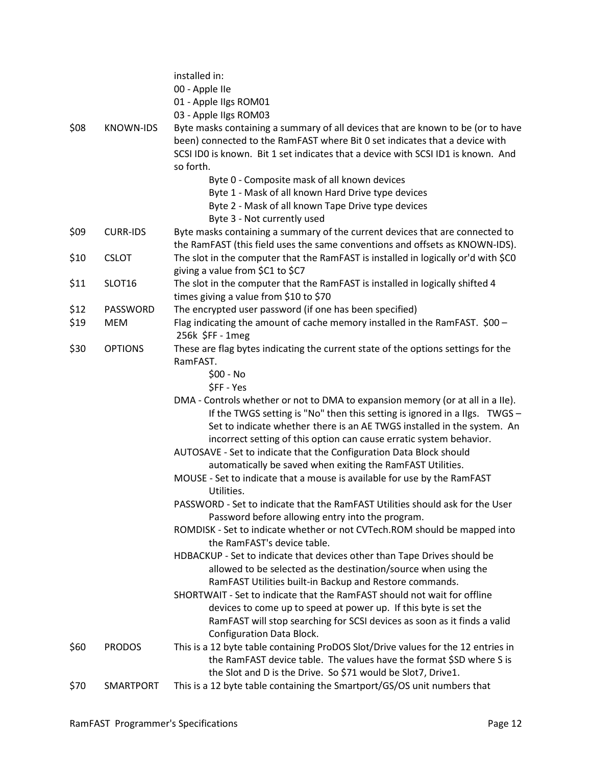| | | |
|---|---|---|
| | | installed in:<br>00 - Apple IIe<br>01 - Apple IIgs ROM01<br>03 - Apple IIgs ROM03 |
| $08 | KNOWN-IDS | Byte masks containing a summary of all devices that are known to be (or to have been) connected to the RamFAST where Bit 0 set indicates that a device with SCSI ID0 is known. Bit 1 set indicates that a device with SCSI ID1 is known. And so forth.<br>Byte 0 - Composite mask of all known devices<br>Byte 1 - Mask of all known Hard Drive type devices<br>Byte 2 - Mask of all known Tape Drive type devices<br>Byte 3 - Not currently used |
| $09 | CURR-IDS | Byte masks containing a summary of the current devices that are connected to the RamFAST (this field uses the same conventions and offsets as KNOWN-IDS). |
| $10 | CSLOT | The slot in the computer that the RamFAST is installed in logically or'd with $C0 giving a value from $C1 to $C7 |
| $11 | SLOT16 | The slot in the computer that the RamFAST is installed in logically shifted 4 times giving a value from $10 to $70 |
| $12 | PASSWORD | The encrypted user password (if one has been specified) |
| $19 | MEM | Flag indicating the amount of cache memory installed in the RamFAST. $00 – 256k $FF - 1meg |
| $30 | OPTIONS | These are flag bytes indicating the current state of the options settings for the RamFAST.<br>$00 - No<br>$FF - Yes<br>DMA - Controls whether or not to DMA to expansion memory (or at all in a IIe). If the TWGS setting is "No" then this setting is ignored in a IIgs. TWGS – Set to indicate whether there is an AE TWGS installed in the system. An incorrect setting of this option can cause erratic system behavior.<br>AUTOSAVE - Set to indicate that the Configuration Data Block should automatically be saved when exiting the RamFAST Utilities.<br>MOUSE - Set to indicate that a mouse is available for use by the RamFAST Utilities.<br>PASSWORD - Set to indicate that the RamFAST Utilities should ask for the User Password before allowing entry into the program.<br>ROMDISK - Set to indicate whether or not CVTech.ROM should be mapped into the RamFAST's device table.<br>HDBACKUP - Set to indicate that devices other than Tape Drives should be allowed to be selected as the destination/source when using the RamFAST Utilities built-in Backup and Restore commands.<br>SHORTWAIT - Set to indicate that the RamFAST should not wait for offline devices to come up to speed at power up. If this byte is set the RamFAST will stop searching for SCSI devices as soon as it finds a valid Configuration Data Block. |
| $60 | PRODOS | This is a 12 byte table containing ProDOS Slot/Drive values for the 12 entries in the RamFAST device table. The values have the format $SD where S is the Slot and D is the Drive. So $71 would be Slot7, Drive1. |
| $70 | SMARTPORT | This is a 12 byte table containing the Smartport/GS/OS unit numbers that |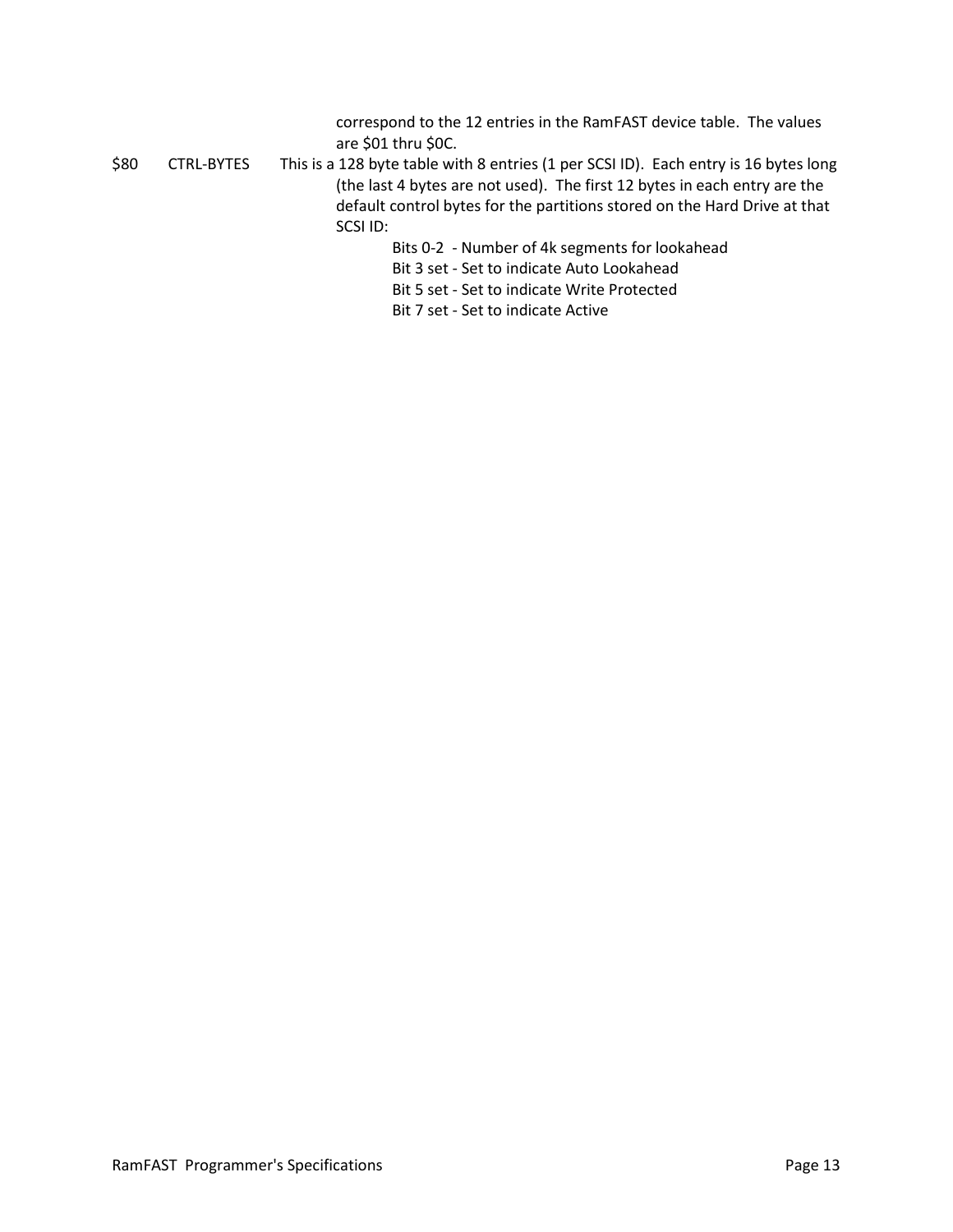correspond to the 12 entries in the RamFAST device table. The values are $01 thru $0C.

$80 CTRL-BYTES This is a 128 byte table with 8 entries (1 per SCSI ID). Each entry is 16 bytes long (the last 4 bytes are not used). The first 12 bytes in each entry are the default control bytes for the partitions stored on the Hard Drive at that SCSI ID:

- Bits 0-2 - Number of 4k segments for lookahead
- Bit 3 set - Set to indicate Auto Lookahead
- Bit 5 set - Set to indicate Write Protected
- Bit 7 set - Set to indicate Active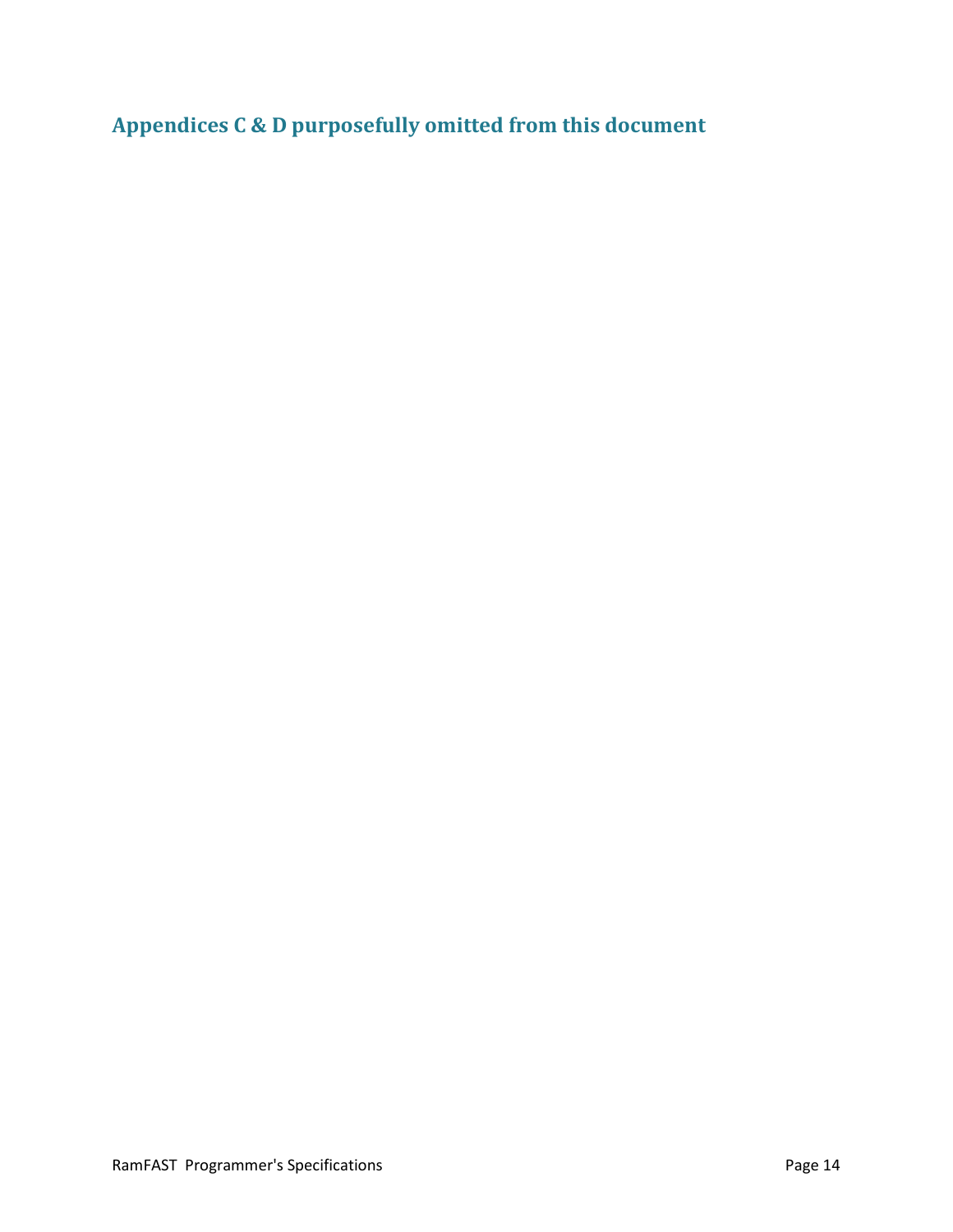## Appendices C & D purposefully omitted from this document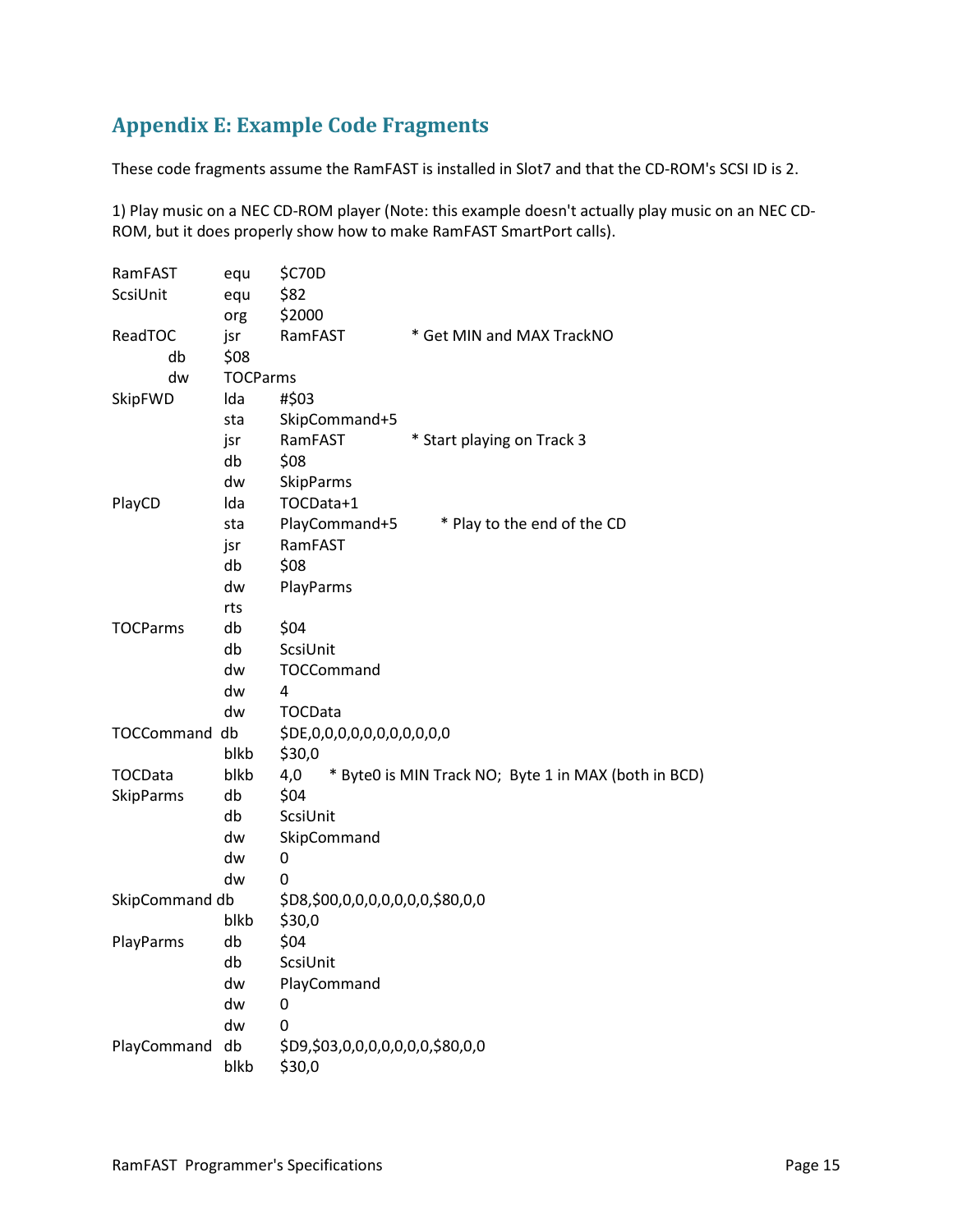## Appendix E: Example Code Fragments

These code fragments assume the RamFAST is installed in Slot7 and that the CD-ROM's SCSI ID is 2.

1) Play music on a NEC CD-ROM player (Note: this example doesn't actually play music on an NEC CD-ROM, but it does properly show how to make RamFAST SmartPort calls).

```
RamFAST      equ    $C70D
ScsiUnit     equ    $82
             org    $2000
ReadTOC      jsr    RamFAST          * Get MIN and MAX TrackNO
        db   $08
        dw   TOCParms
SkipFWD      lda    #$03
             sta    SkipCommand+5
             jsr    RamFAST          * Start playing on Track 3
             db     $08
             dw     SkipParms
PlayCD       lda    TOCData+1
             sta    PlayCommand+5        * Play to the end of the CD
             jsr    RamFAST
             db     $08
             dw     PlayParms
             rts
TOCParms     db     $04
             db     ScsiUnit
             dw     TOCCommand
             dw     4
             dw     TOCData
TOCCommand  db      $DE,0,0,0,0,0,0,0,0,0,0,0
             blkb   $30,0
TOCData      blkb   4,0     * Byte0 is MIN Track NO;  Byte 1 in MAX (both in BCD)
SkipParms    db     $04
             db     ScsiUnit
             dw     SkipCommand
             dw     0
             dw     0
SkipCommand db      $D8,$00,0,0,0,0,0,0,0,$80,0,0
             blkb   $30,0
PlayParms    db     $04
             db     ScsiUnit
             dw     PlayCommand
             dw     0
             dw     0
PlayCommand  db     $D9,$03,0,0,0,0,0,0,0,$80,0,0
             blkb   $30,0
```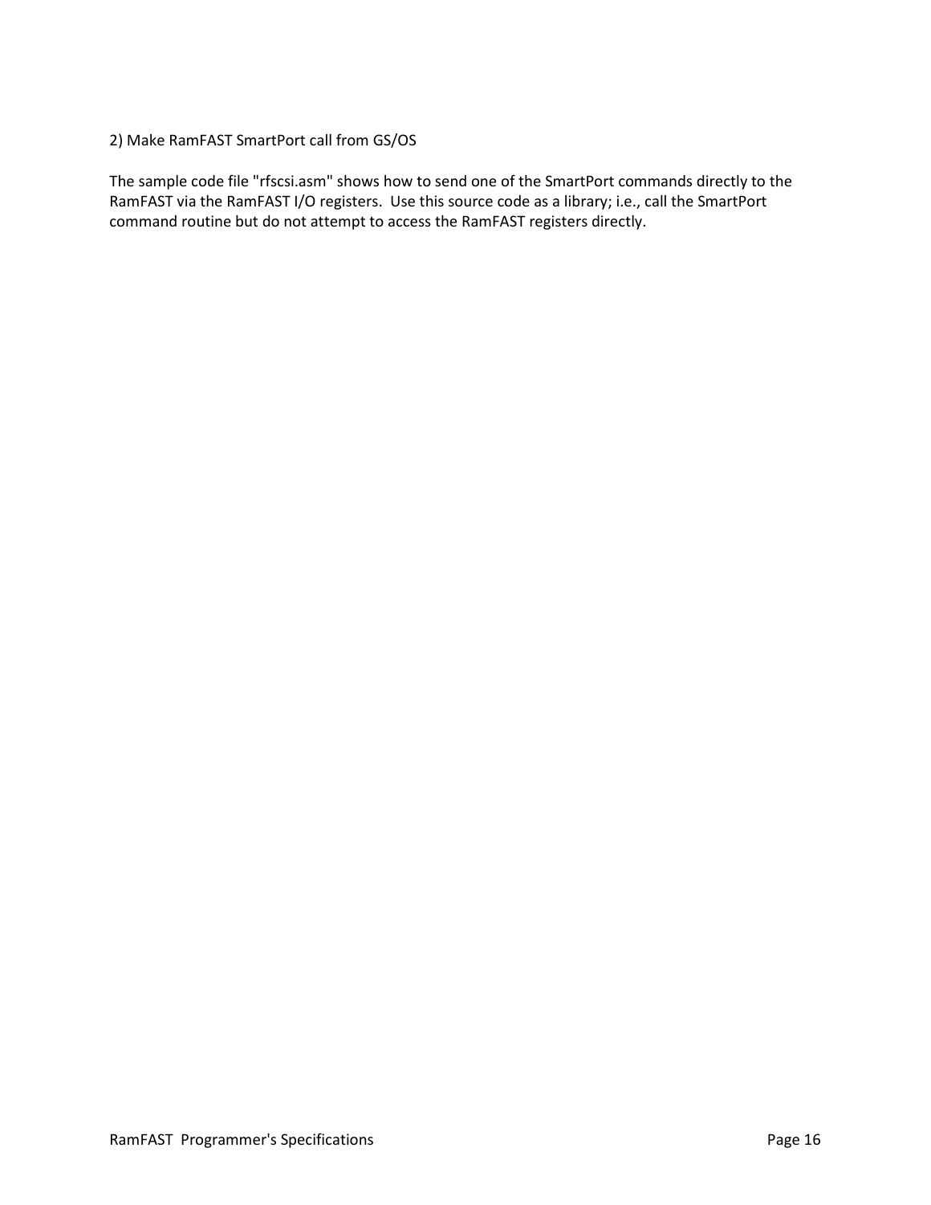2) Make RamFAST SmartPort call from GS/OS

The sample code file "rfscsi.asm" shows how to send one of the SmartPort commands directly to the RamFAST via the RamFAST I/O registers. Use this source code as a library; i.e., call the SmartPort command routine but do not attempt to access the RamFAST registers directly.